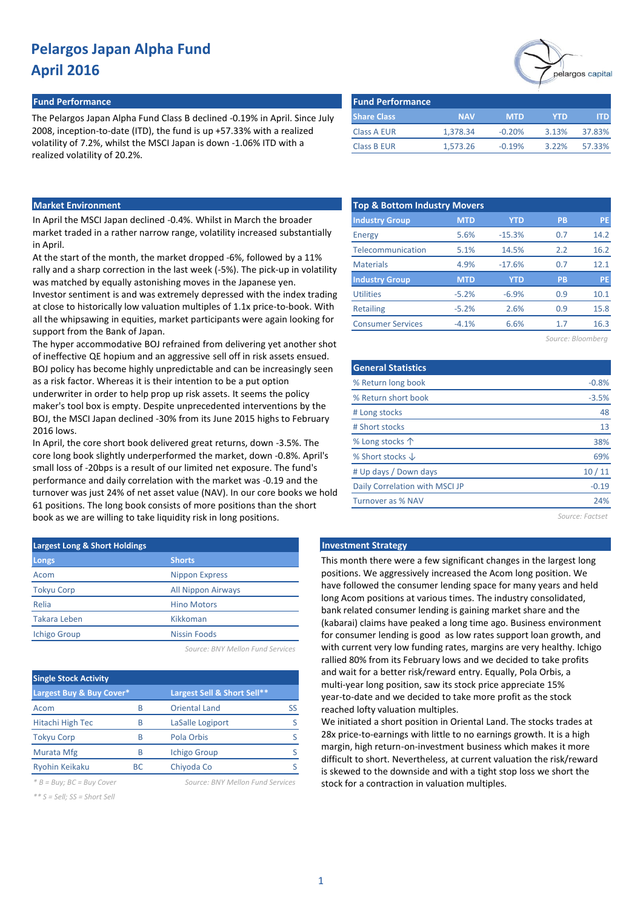# Pelargos Japan Alpha Fund
## April 2016

### Fund Performance

The Pelargos Japan Alpha Fund Class B declined -0.19% in April. Since July 2008, inception-to-date (ITD), the fund is up +57.33% with a realized volatility of 7.2%, whilst the MSCI Japan is down -1.06% ITD with a realized volatility of 20.2%.

| Share Class | NAV | MTD | YTD | ITD |
|---|---|---|---|---|
| Class A EUR | 1,378.34 | -0.20% | 3.13% | 37.83% |
| Class B EUR | 1,573.26 | -0.19% | 3.22% | 57.33% |

### Market Environment

In April the MSCI Japan declined -0.4%. Whilst in March the broader market traded in a rather narrow range, volatility increased substantially in April.

At the start of the month, the market dropped -6%, followed by a 11% rally and a sharp correction in the last week (-5%). The pick-up in volatility was matched by equally astonishing moves in the Japanese yen.

Investor sentiment is and was extremely depressed with the index trading at close to historically low valuation multiples of 1.1x price-to-book. With all the whipsawing in equities, market participants were again looking for support from the Bank of Japan.

The hyper accommodative BOJ refrained from delivering yet another shot of ineffective QE hopium and an aggressive sell off in risk assets ensued. BOJ policy has become highly unpredictable and can be increasingly seen as a risk factor. Whereas it is their intention to be a put option underwriter in order to help prop up risk assets. It seems the policy maker's tool box is empty. Despite unprecedented interventions by the BOJ, the MSCI Japan declined -30% from its June 2015 highs to February 2016 lows.

In April, the core short book delivered great returns, down -3.5%. The core long book slightly underperformed the market, down -0.8%. April's small loss of -20bps is a result of our limited net exposure. The fund's performance and daily correlation with the market was -0.19 and the turnover was just 24% of net asset value (NAV). In our core books we hold 61 positions. The long book consists of more positions than the short book as we are willing to take liquidity risk in long positions.

### Top & Bottom Industry Movers

| Industry Group | MTD | YTD | PB | PE |
|---|---|---|---|---|
| Energy | 5.6% | -15.3% | 0.7 | 14.2 |
| Telecommunication | 5.1% | 14.5% | 2.2 | 16.2 |
| Materials | 4.9% | -17.6% | 0.7 | 12.1 |
| **Industry Group** | **MTD** | **YTD** | **PB** | **PE** |
| Utilities | -5.2% | -6.9% | 0.9 | 10.1 |
| Retailing | -5.2% | 2.6% | 0.9 | 15.8 |
| Consumer Services | -4.1% | 6.6% | 1.7 | 16.3 |

*Source: Bloomberg*

### General Statistics

| | |
|---|---|
| % Return long book | -0.8% |
| % Return short book | -3.5% |
| # Long stocks | 48 |
| # Short stocks | 13 |
| % Long stocks ↑ | 38% |
| % Short stocks ↓ | 69% |
| # Up days / Down days | 10 / 11 |
| Daily Correlation with MSCI JP | -0.19 |
| Turnover as % NAV | 24% |

*Source: Factset*

### Largest Long & Short Holdings

| Longs | Shorts |
|---|---|
| Acom | Nippon Express |
| Tokyu Corp | All Nippon Airways |
| Relia | Hino Motors |
| Takara Leben | Kikkoman |
| Ichigo Group | Nissin Foods |

*Source: BNY Mellon Fund Services*

### Single Stock Activity

| Largest Buy & Buy Cover* | | Largest Sell & Short Sell** | |
|---|---|---|---|
| Acom | B | Oriental Land | SS |
| Hitachi High Tec | B | LaSalle Logiport | S |
| Tokyu Corp | B | Pola Orbis | S |
| Murata Mfg | B | Ichigo Group | S |
| Ryohin Keikaku | BC | Chiyoda Co | S |

*\* B = Buy; BC = Buy Cover*

*\*\* S = Sell; SS = Short Sell*

*Source: BNY Mellon Fund Services*

### Investment Strategy

This month there were a few significant changes in the largest long positions. We aggressively increased the Acom long position. We have followed the consumer lending space for many years and held long Acom positions at various times. The industry consolidated, bank related consumer lending is gaining market share and the (kabarai) claims have peaked a long time ago. Business environment for consumer lending is good as low rates support loan growth, and with current very low funding rates, margins are very healthy. Ichigo rallied 80% from its February lows and we decided to take profits and wait for a better risk/reward entry. Equally, Pola Orbis, a multi-year long position, saw its stock price appreciate 15% year-to-date and we decided to take more profit as the stock reached lofty valuation multiples.

We initiated a short position in Oriental Land. The stocks trades at 28x price-to-earnings with little to no earnings growth. It is a high margin, high return-on-investment business which makes it more difficult to short. Nevertheless, at current valuation the risk/reward is skewed to the downside and with a tight stop loss we short the stock for a contraction in valuation multiples.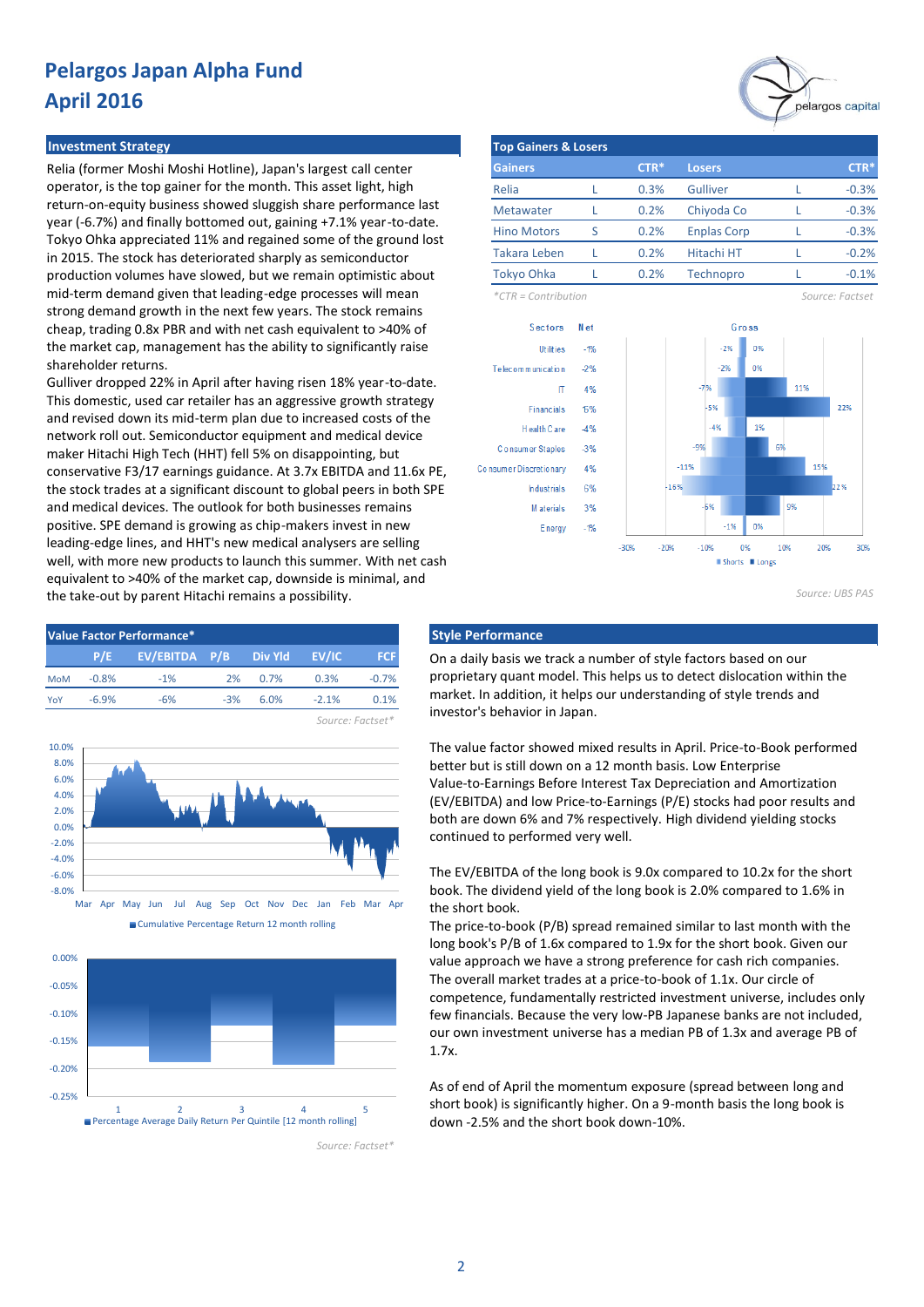# Pelargos Japan Alpha Fund
## April 2016

### Investment Strategy

Relia (former Moshi Moshi Hotline), Japan's largest call center operator, is the top gainer for the month. This asset light, high return-on-equity business showed sluggish share performance last year (-6.7%) and finally bottomed out, gaining +7.1% year-to-date. Tokyo Ohka appreciated 11% and regained some of the ground lost in 2015. The stock has deteriorated sharply as semiconductor production volumes have slowed, but we remain optimistic about mid-term demand given that leading-edge processes will mean strong demand growth in the next few years. The stock remains cheap, trading 0.8x PBR and with net cash equivalent to >40% of the market cap, management has the ability to significantly raise shareholder returns.

Gulliver dropped 22% in April after having risen 18% year-to-date. This domestic, used car retailer has an aggressive growth strategy and revised down its mid-term plan due to increased costs of the network roll out. Semiconductor equipment and medical device maker Hitachi High Tech (HHT) fell 5% on disappointing, but conservative F3/17 earnings guidance. At 3.7x EBITDA and 11.6x PE, the stock trades at a significant discount to global peers in both SPE and medical devices. The outlook for both businesses remains positive. SPE demand is growing as chip-makers invest in new leading-edge lines, and HHT's new medical analysers are selling well, with more new products to launch this summer. With net cash equivalent to >40% of the market cap, downside is minimal, and the take-out by parent Hitachi remains a possibility.

### Top Gainers & Losers

| Gainers | | CTR* | Losers | | CTR* |
|---|---|---|---|---|---|
| Relia | L | 0.3% | Gulliver | L | -0.3% |
| Metawater | L | 0.2% | Chiyoda Co | L | -0.3% |
| Hino Motors | S | 0.2% | Enplas Corp | L | -0.3% |
| Takara Leben | L | 0.2% | Hitachi HT | L | -0.2% |
| Tokyo Ohka | L | 0.2% | Technopro | L | -0.1% |

*CTR = Contribution

Source: Factset

| Sectors | Net | Gross Shorts | Gross Longs |
|---|---|---|---|
| Utilities | -1% | -2% | 0% |
| Telecommunication | -2% | -2% | 0% |
| IT | 4% | -7% | 11% |
| Financials | 16% | -5% | 22% |
| Health Care | -4% | -4% | 1% |
| Consumer Staples | -3% | -9% | 6% |
| Consumer Discretionary | 4% | -11% | 15% |
| Industrials | 6% | -16% | 22% |
| Materials | 3% | -6% | 9% |
| Energy | -1% | -1% | 0% |

Source: UBS PAS

### Value Factor Performance*

| | P/E | EV/EBITDA | P/B | Div Yld | EV/IC | FCF |
|---|---|---|---|---|---|---|
| MoM | -0.8% | -1% | 2% | 0.7% | 0.3% | -0.7% |
| YoY | -6.9% | -6% | -3% | 6.0% | -2.1% | 0.1% |

Source: Factset*

Cumulative Percentage Return 12 month rolling

Percentage Average Daily Return Per Quintile [12 month rolling]

Source: Factset*

### Style Performance

On a daily basis we track a number of style factors based on our proprietary quant model. This helps us to detect dislocation within the market. In addition, it helps our understanding of style trends and investor's behavior in Japan.

The value factor showed mixed results in April. Price-to-Book performed better but is still down on a 12 month basis. Low Enterprise Value-to-Earnings Before Interest Tax Depreciation and Amortization (EV/EBITDA) and low Price-to-Earnings (P/E) stocks had poor results and both are down 6% and 7% respectively. High dividend yielding stocks continued to performed very well.

The EV/EBITDA of the long book is 9.0x compared to 10.2x for the short book. The dividend yield of the long book is 2.0% compared to 1.6% in the short book.

The price-to-book (P/B) spread remained similar to last month with the long book's P/B of 1.6x compared to 1.9x for the short book. Given our value approach we have a strong preference for cash rich companies. The overall market trades at a price-to-book of 1.1x. Our circle of competence, fundamentally restricted investment universe, includes only few financials. Because the very low-PB Japanese banks are not included, our own investment universe has a median PB of 1.3x and average PB of 1.7x.

As of end of April the momentum exposure (spread between long and short book) is significantly higher. On a 9-month basis the long book is down -2.5% and the short book down-10%.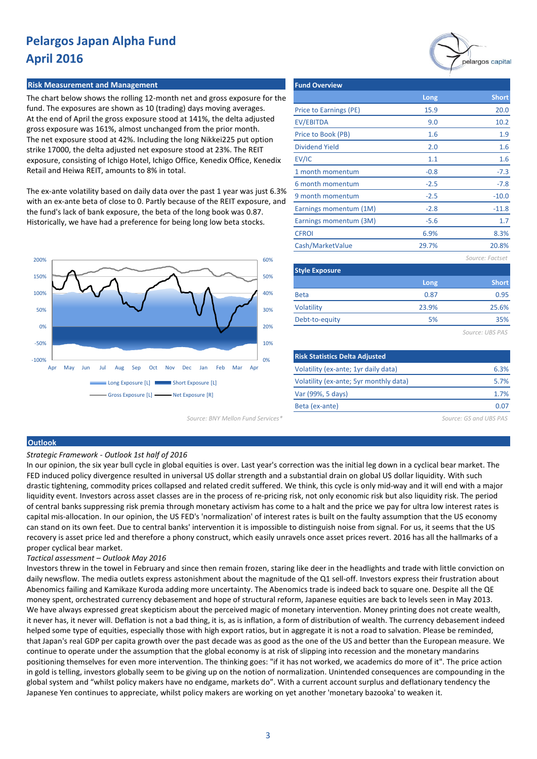# Pelargos Japan Alpha Fund
# April 2016

## Risk Measurement and Management

The chart below shows the rolling 12-month net and gross exposure for the fund. The exposures are shown as 10 (trading) days moving averages. At the end of April the gross exposure stood at 141%, the delta adjusted gross exposure was 161%, almost unchanged from the prior month. The net exposure stood at 42%. Including the long Nikkei225 put option strike 17000, the delta adjusted net exposure stood at 23%. The REIT exposure, consisting of Ichigo Hotel, Ichigo Office, Kenedix Office, Kenedix Retail and Heiwa REIT, amounts to 8% in total.

The ex-ante volatility based on daily data over the past 1 year was just 6.3% with an ex-ante beta of close to 0. Partly because of the REIT exposure, and the fund's lack of bank exposure, the beta of the long book was 0.87. Historically, we have had a preference for being long low beta stocks.

Long Exposure [L] · Short Exposure [L] · Gross Exposure [L] · Net Exposure [R]

Source: BNY Mellon Fund Services*

## Fund Overview

| | Long | Short |
|---|---|---|
| Price to Earnings (PE) | 15.9 | 20.0 |
| EV/EBITDA | 9.0 | 10.2 |
| Price to Book (PB) | 1.6 | 1.9 |
| Dividend Yield | 2.0 | 1.6 |
| EV/IC | 1.1 | 1.6 |
| 1 month momentum | -0.8 | -7.3 |
| 6 month momentum | -2.5 | -7.8 |
| 9 month momentum | -2.5 | -10.0 |
| Earnings momentum (1M) | -2.8 | -11.8 |
| Earnings momentum (3M) | -5.6 | 1.7 |
| CFROI | 6.9% | 8.3% |
| Cash/MarketValue | 29.7% | 20.8% |

Source: Factset

## Style Exposure

| | Long | Short |
|---|---|---|
| Beta | 0.87 | 0.95 |
| Volatility | 23.9% | 25.6% |
| Debt-to-equity | 5% | 35% |

Source: UBS PAS

## Risk Statistics Delta Adjusted

| | |
|---|---|
| Volatility (ex-ante; 1yr daily data) | 6.3% |
| Volatility (ex-ante; 5yr monthly data) | 5.7% |
| Var (99%, 5 days) | 1.7% |
| Beta (ex-ante) | 0.07 |

Source: GS and UBS PAS

## Outlook

*Strategic Framework - Outlook 1st half of 2016*

In our opinion, the six year bull cycle in global equities is over. Last year's correction was the initial leg down in a cyclical bear market. The FED induced policy divergence resulted in universal US dollar strength and a substantial drain on global US dollar liquidity. With such drastic tightening, commodity prices collapsed and related credit suffered. We think, this cycle is only mid-way and it will end with a major liquidity event. Investors across asset classes are in the process of re-pricing risk, not only economic risk but also liquidity risk. The period of central banks suppressing risk premia through monetary activism has come to a halt and the price we pay for ultra low interest rates is capital mis-allocation. In our opinion, the US FED's 'normalization' of interest rates is built on the faulty assumption that the US economy can stand on its own feet. Due to central banks' intervention it is impossible to distinguish noise from signal. For us, it seems that the US recovery is asset price led and therefore a phony construct, which easily unravels once asset prices revert. 2016 has all the hallmarks of a proper cyclical bear market.

*Tactical assessment – Outlook May 2016*

Investors threw in the towel in February and since then remain frozen, staring like deer in the headlights and trade with little conviction on daily newsflow. The media outlets express astonishment about the magnitude of the Q1 sell-off. Investors express their frustration about Abenomics failing and Kamikaze Kuroda adding more uncertainty. The Abenomics trade is indeed back to square one. Despite all the QE money spent, orchestrated currency debasement and hope of structural reform, Japanese equities are back to levels seen in May 2013. We have always expressed great skepticism about the perceived magic of monetary intervention. Money printing does not create wealth, it never has, it never will. Deflation is not a bad thing, it is, as is inflation, a form of distribution of wealth. The currency debasement indeed helped some type of equities, especially those with high export ratios, but in aggregate it is not a road to salvation. Please be reminded, that Japan's real GDP per capita growth over the past decade was as good as the one of the US and better than the European measure. We continue to operate under the assumption that the global economy is at risk of slipping into recession and the monetary mandarins positioning themselves for even more intervention. The thinking goes: "if it has not worked, we academics do more of it". The price action in gold is telling, investors globally seem to be giving up on the notion of normalization. Unintended consequences are compounding in the global system and "whilst policy makers have no endgame, markets do". With a current account surplus and deflationary tendency the Japanese Yen continues to appreciate, whilst policy makers are working on yet another 'monetary bazooka' to weaken it.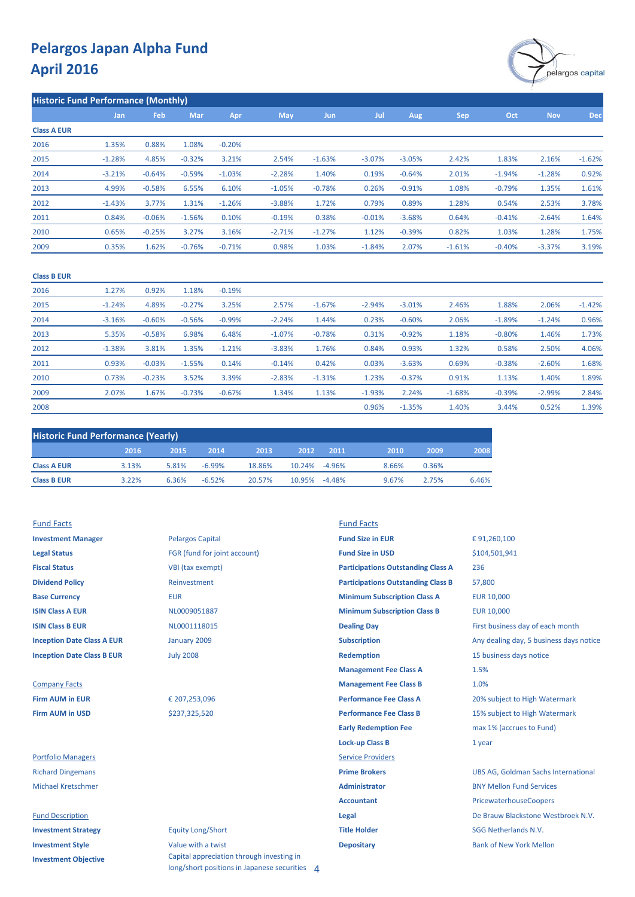# Pelargos Japan Alpha Fund
# April 2016

## Historic Fund Performance (Monthly)

| | Jan | Feb | Mar | Apr | May | Jun | Jul | Aug | Sep | Oct | Nov | Dec |
|---|---|---|---|---|---|---|---|---|---|---|---|---|
| **Class A EUR** | | | | | | | | | | | | |
| 2016 | 1.35% | 0.88% | 1.08% | -0.20% | | | | | | | | |
| 2015 | -1.28% | 4.85% | -0.32% | 3.21% | 2.54% | -1.63% | -3.07% | -3.05% | 2.42% | 1.83% | 2.16% | -1.62% |
| 2014 | -3.21% | -0.64% | -0.59% | -1.03% | -2.28% | 1.40% | 0.19% | -0.64% | 2.01% | -1.94% | -1.28% | 0.92% |
| 2013 | 4.99% | -0.58% | 6.55% | 6.10% | -1.05% | -0.78% | 0.26% | -0.91% | 1.08% | -0.79% | 1.35% | 1.61% |
| 2012 | -1.43% | 3.77% | 1.31% | -1.26% | -3.88% | 1.72% | 0.79% | 0.89% | 1.28% | 0.54% | 2.53% | 3.78% |
| 2011 | 0.84% | -0.06% | -1.56% | 0.10% | -0.19% | 0.38% | -0.01% | -3.68% | 0.64% | -0.41% | -2.64% | 1.64% |
| 2010 | 0.65% | -0.25% | 3.27% | 3.16% | -2.71% | -1.27% | 1.12% | -0.39% | 0.82% | 1.03% | 1.28% | 1.75% |
| 2009 | 0.35% | 1.62% | -0.76% | -0.71% | 0.98% | 1.03% | -1.84% | 2.07% | -1.61% | -0.40% | -3.37% | 3.19% |
| **Class B EUR** | | | | | | | | | | | | |
| 2016 | 1.27% | 0.92% | 1.18% | -0.19% | | | | | | | | |
| 2015 | -1.24% | 4.89% | -0.27% | 3.25% | 2.57% | -1.67% | -2.94% | -3.01% | 2.46% | 1.88% | 2.06% | -1.42% |
| 2014 | -3.16% | -0.60% | -0.56% | -0.99% | -2.24% | 1.44% | 0.23% | -0.60% | 2.06% | -1.89% | -1.24% | 0.96% |
| 2013 | 5.35% | -0.58% | 6.98% | 6.48% | -1.07% | -0.78% | 0.31% | -0.92% | 1.18% | -0.80% | 1.46% | 1.73% |
| 2012 | -1.38% | 3.81% | 1.35% | -1.21% | -3.83% | 1.76% | 0.84% | 0.93% | 1.32% | 0.58% | 2.50% | 4.06% |
| 2011 | 0.93% | -0.03% | -1.55% | 0.14% | -0.14% | 0.42% | 0.03% | -3.63% | 0.69% | -0.38% | -2.60% | 1.68% |
| 2010 | 0.73% | -0.23% | 3.52% | 3.39% | -2.83% | -1.31% | 1.23% | -0.37% | 0.91% | 1.13% | 1.40% | 1.89% |
| 2009 | 2.07% | 1.67% | -0.73% | -0.67% | 1.34% | 1.13% | -1.93% | 2.24% | -1.68% | -0.39% | -2.99% | 2.84% |
| 2008 | | | | | | | 0.96% | -1.35% | 1.40% | 3.44% | 0.52% | 1.39% |

## Historic Fund Performance (Yearly)

| | 2016 | 2015 | 2014 | 2013 | 2012 | 2011 | 2010 | 2009 | 2008 |
|---|---|---|---|---|---|---|---|---|---|
| **Class A EUR** | 3.13% | 5.81% | -6.99% | 18.86% | 10.24% | -4.96% | 8.66% | 0.36% | |
| **Class B EUR** | 3.22% | 6.36% | -6.52% | 20.57% | 10.95% | -4.48% | 9.67% | 2.75% | 6.46% |

### Fund Facts

| | |
|---|---|
| **Investment Manager** | Pelargos Capital |
| **Legal Status** | FGR (fund for joint account) |
| **Fiscal Status** | VBI (tax exempt) |
| **Dividend Policy** | Reinvestment |
| **Base Currency** | EUR |
| **ISIN Class A EUR** | NL0009051887 |
| **ISIN Class B EUR** | NL0001118015 |
| **Inception Date Class A EUR** | January 2009 |
| **Inception Date Class B EUR** | July 2008 |

### Company Facts

| | |
|---|---|
| **Firm AUM in EUR** | € 207,253,096 |
| **Firm AUM in USD** | $237,325,520 |

### Portfolio Managers

Richard Dingemans
Michael Kretschmer

### Fund Description

| | |
|---|---|
| **Investment Strategy** | Equity Long/Short |
| **Investment Style** | Value with a twist |
| **Investment Objective** | Capital appreciation through investing in long/short positions in Japanese securities |

### Fund Facts

| | |
|---|---|
| **Fund Size in EUR** | € 91,260,100 |
| **Fund Size in USD** | $104,501,941 |
| **Participations Outstanding Class A** | 236 |
| **Participations Outstanding Class B** | 57,800 |
| **Minimum Subscription Class A** | EUR 10,000 |
| **Minimum Subscription Class B** | EUR 10,000 |
| **Dealing Day** | First business day of each month |
| **Subscription** | Any dealing day, 5 business days notice |
| **Redemption** | 15 business days notice |
| **Management Fee Class A** | 1.5% |
| **Management Fee Class B** | 1.0% |
| **Performance Fee Class A** | 20% subject to High Watermark |
| **Performance Fee Class B** | 15% subject to High Watermark |
| **Early Redemption Fee** | max 1% (accrues to Fund) |
| **Lock-up Class B** | 1 year |

### Service Providers

| | |
|---|---|
| **Prime Brokers** | UBS AG, Goldman Sachs International |
| **Administrator** | BNY Mellon Fund Services |
| **Accountant** | PricewaterhouseCoopers |
| **Legal** | De Brauw Blackstone Westbroek N.V. |
| **Title Holder** | SGG Netherlands N.V. |
| **Depositary** | Bank of New York Mellon |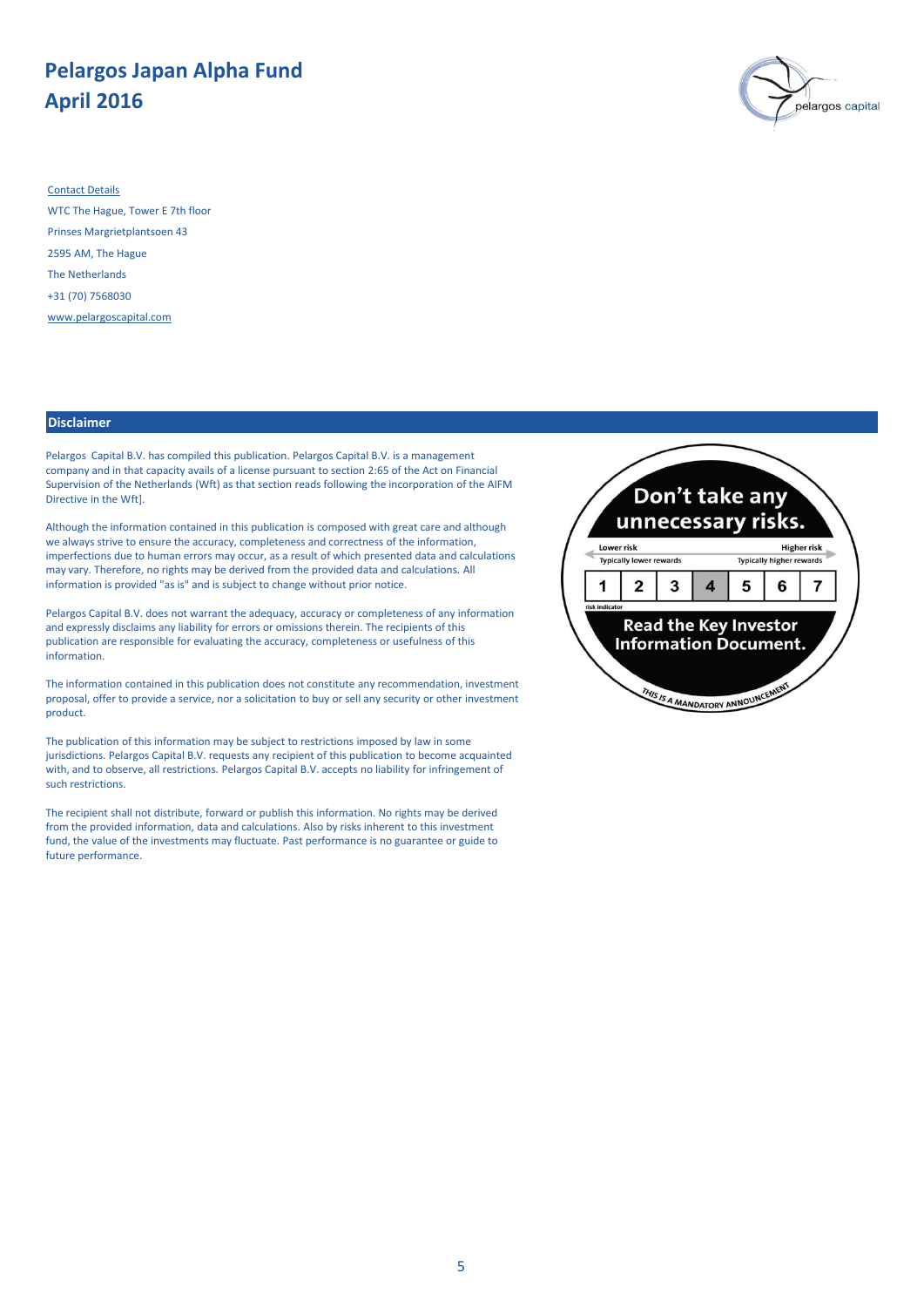# Pelargos Japan Alpha Fund
# April 2016

Contact Details

WTC The Hague, Tower E 7th floor

Princes Margrietplantsoen 43

2595 AM, The Hague

The Netherlands

+31 (70) 7568030

www.pelargoscapital.com

## Disclaimer

Pelargos Capital B.V. has compiled this publication. Pelargos Capital B.V. is a management company and in that capacity avails of a license pursuant to section 2:65 of the Act on Financial Supervision of the Netherlands (Wft) as that section reads following the incorporation of the AIFM Directive in the Wft].

Although the information contained in this publication is composed with great care and although we always strive to ensure the accuracy, completeness and correctness of the information, imperfections due to human errors may occur, as a result of which presented data and calculations may vary. Therefore, no rights may be derived from the provided data and calculations. All information is provided "as is" and is subject to change without prior notice.

Pelargos Capital B.V. does not warrant the adequacy, accuracy or completeness of any information and expressly disclaims any liability for errors or omissions therein. The recipients of this publication are responsible for evaluating the accuracy, completeness or usefulness of this information.

The information contained in this publication does not constitute any recommendation, investment proposal, offer to provide a service, nor a solicitation to buy or sell any security or other investment product.

The publication of this information may be subject to restrictions imposed by law in some jurisdictions. Pelargos Capital B.V. requests any recipient of this publication to become acquainted with, and to observe, all restrictions. Pelargos Capital B.V. accepts no liability for infringement of such restrictions.

The recipient shall not distribute, forward or publish this information. No rights may be derived from the provided information, data and calculations. Also by risks inherent to this investment fund, the value of the investments may fluctuate. Past performance is no guarantee or guide to future performance.

Don't take any unnecessary risks.

Lower risk — Typically lower rewards

Higher risk — Typically higher rewards

1 2 3 4 5 6 7

risk indicator

Read the Key Investor Information Document.

THIS IS A MANDATORY ANNOUNCEMENT